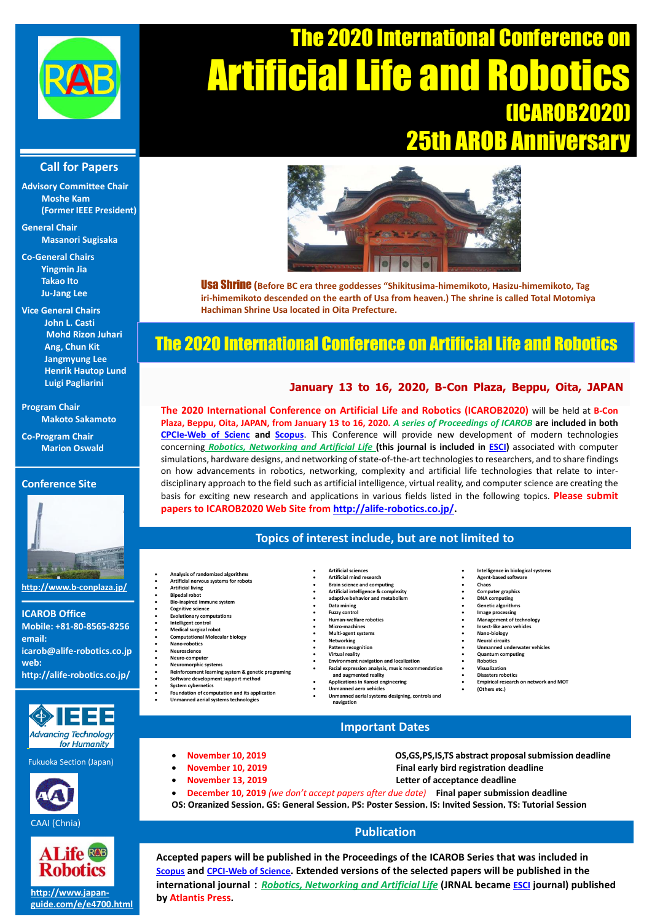# The 2020 International Conference on Artificial Life and Robotics (ICAROB2020) 25th AROB Anniversary

**Usa Shrine** (Before BC era three goddesses "Shikitusima-himemikoto, Hasizu-himemikoto, Tag iri-himemikoto descended on the earth of Usa from heaven.) The shrine is called Total Motomiya Hachiman Shrine Usa located in Oita Prefecture.

## Call for Papers

**Advisory Committee Chair**
Moshe Kam
(Former IEEE President)

**General Chair**
Masanori Sugisaka

**Co-General Chairs**
Yingmin Jia
Takao Ito
Ju-Jang Lee

**Vice General Chairs**
John L. Casti
Mohd Rizon Juhari
Ang, Chun Kit
Jangmyung Lee
Henrik Hautop Lund
Luigi Pagliarini

**Program Chair**
Makoto Sakamoto

**Co-Program Chair**
Marion Oswald

**Conference Site**

http://www.b-conplaza.jp/

**ICAROB Office**
Mobile: +81-80-8565-8256
email: icarob@alife-robotics.co.jp
web: http://alife-robotics.co.jp/

IEEE Advancing Technology for Humanity
Fukuoka Section (Japan)

CAAI (Chnia)

ALife Robotics
http://www.japan-guide.com/e/e4700.html

## The 2020 International Conference on Artificial Life and Robotics

**January 13 to 16, 2020, B-Con Plaza, Beppu, Oita, JAPAN**

**The 2020 International Conference on Artificial Life and Robotics (ICAROB2020)** will be held at **B-Con Plaza, Beppu, Oita, JAPAN, from January 13 to 16, 2020.** ***A series of Proceedings of ICAROB*** **are included in both** **CPCIe-Web of Scienc** **and** **Scopus**. This Conference will provide new development of modern technologies concerning ***Robotics, Networking and Artificial Life*** **(this journal is included in** **ESCI)** associated with computer simulations, hardware designs, and networking of state-of-the-art technologies to researchers, and to share findings on how advancements in robotics, networking, complexity and artificial life technologies that relate to inter-disciplinary approach to the field such as artificial intelligence, virtual reality, and computer science are creating the basis for exciting new research and applications in various fields listed in the following topics. **Please submit papers to ICAROB2020 Web Site from http://alife-robotics.co.jp/.**

## Topics of interest include, but are not limited to

- Analysis of randomized algorithms
- Artificial nervous systems for robots
- Artificial living
- Bipedal robot
- Bio-inspired immune system
- Cognitive science
- Evolutionary computations
- Intelligent control
- Medical surgical robot
- Computational Molecular biology
- Nano-robotics
- Neuroscience
- Neuro-computer
- Neuromorphic systems
- Reinforcement learning system & genetic programing
- Software development support method
- System cybernetics
- Foundation of computation and its application
- Unmanned aerial systems technologies
- Artificial sciences
- Artificial mind research
- Brain science and computing
- Artificial intelligence & complexity
- adaptive behavior and metabolism
- Data mining
- Fuzzy control
- Human-welfare robotics
- Micro-machines
- Multi-agent systems
- Networking
- Pattern recognition
- Virtual reality
- Environment navigation and localization
- Facial expression analysis, music recommendation and augmented reality
- Applications in Kansei engineering
- Unmanned aero vehicles
- Unmanned aerial systems designing, controls and navigation
- Intelligence in biological systems
- Agent-based software
- Chaos
- Computer graphics
- DNA computing
- Genetic algorithms
- Image processing
- Management of technology
- Insect-like aero vehicles
- Nano-biology
- Neural circuits
- Unmanned underwater vehicles
- Quantum computing
- Robotics
- Visualization
- Disasters robotics
- Empirical research on network and MOT
- (Others etc.)

## Important Dates

- **November 10, 2019** — OS,GS,PS,IS,TS abstract proposal submission deadline
- **November 10, 2019** — Final early bird registration deadline
- **November 13, 2019** — Letter of acceptance deadline
- **December 10, 2019** *(we don't accept papers after due date)* — Final paper submission deadline

**OS: Organized Session, GS: General Session, PS: Poster Session, IS: Invited Session, TS: Tutorial Session**

## Publication

**Accepted papers will be published in the Proceedings of the ICAROB Series that was included in** **Scopus** **and** **CPCI-Web of Science**. **Extended versions of the selected papers will be published in the international journal：** ***Robotics, Networking and Artificial Life*** **(JRNAL became** **ESCI** **journal) published by Atlantis Press.**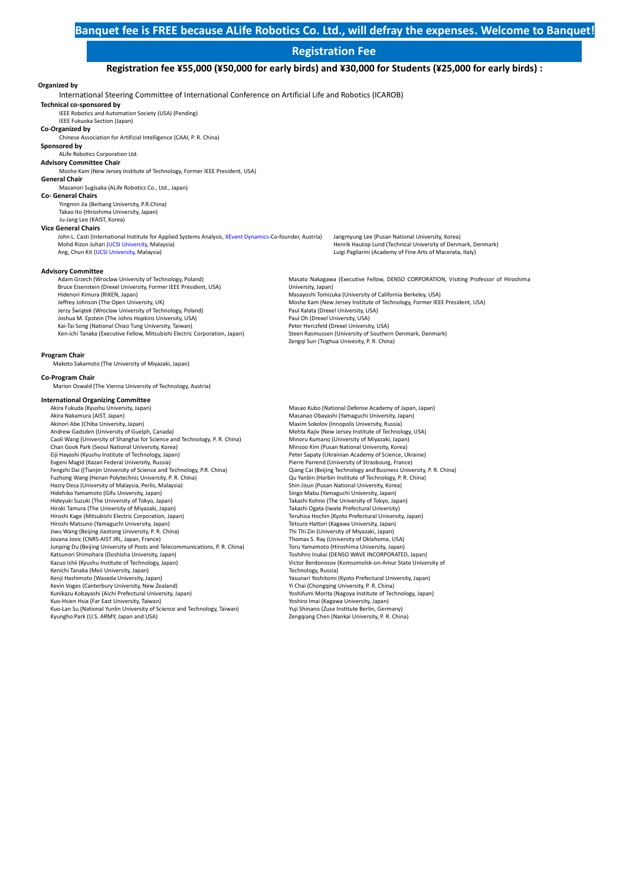# Banquet fee is FREE because ALife Robotics Co. Ltd., will defray the expenses. Welcome to Banquet!

## Registration Fee

### Registration fee ¥55,000 (¥50,000 for early birds) and ¥30,000 for Students (¥25,000 for early birds) :

**Organized by**

International Steering Committee of International Conference on Artificial Life and Robotics (ICAROB)

**Technical co-sponsored by**

IEEE Robotics and Automation Society (USA) (Pending)
IEEE Fukuoka Section (Japan)

**Co-Organized by**

Chinese Association for Artificial Intelligence (CAAI, P. R. China)

**Sponsored by**

ALife Robotics Corporation Ltd.

**Advisory Committee Chair**

Moshe Kam (New Jersey Institute of Technology, Former IEEE President, USA)

**General Chair**

Masanori Sugisaka (ALife Robotics Co., Ltd., Japan)

**Co- General Chairs**

Yingmin Jia (Beihang University, P.R.China)
Takao Ito (Hiroshima University, Japan)
Ju-Jang Lee (KAIST, Korea)

**Vice General Chairs**

John L. Casti (International Institute for Applied Systems Analysis, XEvent Dynamics-Co-founder, Austria)
Mohd Rizon Juhari (UCSI University, Malaysia)
Ang, Chun Kit (UCSI University, Malaysia)
Jangmyung Lee (Pusan National University, Korea)
Henrik Hautop Lund (Technical University of Denmark, Denmark)
Luigi Pagliarini (Academy of Fine Arts of Macerata, Italy)

**Advisory Committee**

Adam Grzech (Wroclaw University of Technology, Poland)
Bruce Eisenstein (Drexel University, Former IEEE President, USA)
Hidenori Kimura (RIKEN, Japan)
Jeffrey Johnson (The Open University, UK)
Jerzy Świątek (Wroclaw University of Technology, Poland)
Joshua M. Epstein (The Johns Hopkins University, USA)
Kai-Tai Song (National Chiao Tung University, Taiwan)
Ken-ichi Tanaka (Executive Fellow, Mitsubishi Electric Corporation, Japan)
Masato Nakagawa (Executive Fellow, DENSO CORPORATION, Visiting Professor of Hiroshima University, Japan)
Masayoshi Tomizuka (University of California Berkeley, USA)
Moshe Kam (New Jersey Institute of Technology, Former IEEE President, USA)
Paul Kalata (Drexel University, USA)
Paul Oh (Drexel University, USA)
Peter Herczfeld (Drexel University, USA)
Steen Rasmussen (University of Southern Denmark, Denmark)
Zengqi Sun (Tsighua Univesity, P. R. China)

**Program Chair**

Makoto Sakamoto (The University of Miyazaki, Japan)

**Co-Program Chair**

Marion Oswald (The Vienna University of Technology, Austria)

**International Organizing Committee**

Akira Fukuda (Kyushu University, Japan)
Akira Nakamura (AIST, Japan)
Akinori Abe (Chiba University, Japan)
Andrew Gadsden (University of Guelph, Canada)
Caoli Wang (University of Shanghai for Science and Technology, P. R. China)
Chan Gook Park (Seoul National University, Korea)
Eiji Hayashi (Kyushu Institute of Technology, Japan)
Evgeni Magid (Kazan Federal University, Russia)
Fengzhi Dai ((Tianjin University of Science and Technology, P.R. China)
Fuzhong Wang (Henan Polytechnic University, P. R. China)
Hazry Desa (University of Malaysia, Perlis, Malaysia)
Hidehiko Yamamoto (Gifu University, Japan)
Hideyuki Suzuki (The University of Tokyo, Japan)
Hiroki Tamura (The University of Miyazaki, Japan)
Hiroshi Kage (Mitsubishi Electric Corporation, Japan)
Hiroshi Matsuno (Yamaguchi University, Japan)
Jiwu Wang (Beijing Jiaotong University, P. R. China)
Jovana Jovic (CNRS-AIST JRL, Japan, France)
Junping Du (Beijing University of Posts and Telecommunications, P. R. China)
Katsunori Shimohara (Doshisha University, Japan)
Kazuo Ishii (Kyushu Institute of Technology, Japan)
Kenichi Tanaka (Meii University, Japan)
Kenji Hashimoto (Waseda University, Japan)
Kevin Voges (Canterbury University, New Zealand)
Kunikazu Kobayashi (Aichi Prefectural University, Japan)
Kuo-Hsien Hsia (Far East University, Taiwan)
Kuo-Lan Su (National Yunlin University of Science and Technology, Taiwan)
Kyungho Park (U.S. ARMY, Japan and USA)
Masao Kubo (National Defense Academy of Japan, Japan)
Masanao Obayashi (Yamaguchi University, Japan)
Maxim Sokolov (Innopolis University, Russia)
Mehta Rajiv (New Jersey Institute of Technology, USA)
Minoru Kumano (University of Miyazaki, Japan)
Minsoo Kim (Pusan National University, Korea)
Peter Sapaty (Ukrainian Academy of Science, Ukraine)
Pierre Parrend (University of Strasbourg, France)
Qiang Cai (Beijing Technology and Business University, P. R. China)
Qu Yanbin (Harbin Institute of Technology, P. R. China)
Shin Jisun (Pusan National University, Korea)
Singo Mabu (Yamaguchi University, Japan)
Takashi Kohno (The University of Tokyo, Japan)
Takashi Ogata (Iwate Prefectural University)
Teruhisa Hochin (Kyoto Prefectural University, Japan)
Tetsuro Hattori (Kagawa University, Japan)
Thi Thi Zin (University of Miyazaki, Japan)
Thomas S. Ray (University of Oklahoma, USA)
Toru Yamamoto (Hiroshima University, Japan)
Toshihro Inukai (DENSO WAVE INCORPORATED, Japan)
Victor Berdonosov (Komsomolsk-on-Amur State University of Technology, Russia)
Yasunari Yoshitomi (Kyoto Prefectural University, Japan)
Yi Chai (Chongqing University, P. R. China)
Yoshifumi Morita (Nagoya Institute of Technology, Japan)
Yoshiro Imai (Kagawa University, Japan)
Yuji Shinano (Zuse Institute Berlin, Germany)
Zengqiang Chen (Nankai University, P. R. China)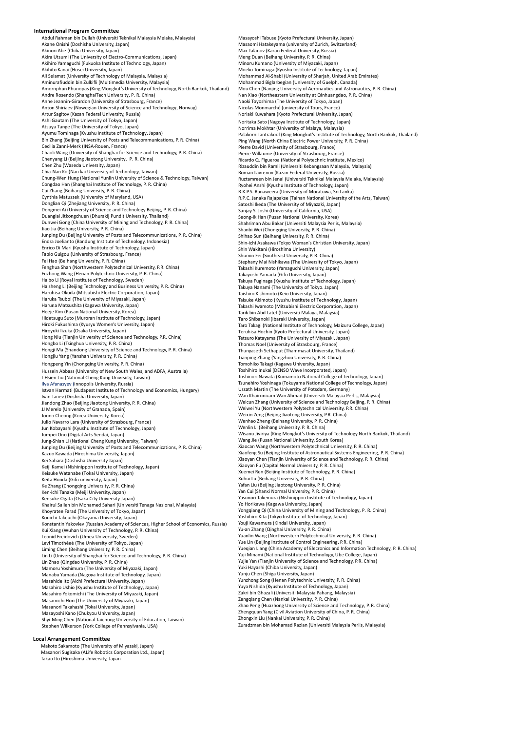## International Program Committee

Abdul Rahman bin Dullah (Universiti Teknikal Malaysia Melaka, Malaysia)
Akane Onishi (Doshisha University, Japan)
Akinori Abe (Chiba University, Japan)
Akira Utsumi (The University of Electro-Communications, Japan)
Akihiro Yamaguchi (Fukuoka Institute of Technology, Japan)
Akihito Kanai (Hosei University, Japan)
Ali Selamat (University of Technology of Malaysia, Malaysia)
Aminurafiuddin bin Zulkifli (Multimedia University, Malaysia)
Amornphun Phunopas (King Mongkut's University of Technology, North Bankok, Thailand)
Andre Rosendo (ShanghaiTech University, P. R. China)
Anne Jeannin-Girardon (University of Strasbourg, France)
Anton Shiriaev (Nowegian University of Science and Technology, Norway)
Artur Sagitov (Kazan Federal University, Russia)
Ashi Gautam (The University of Tokyo, Japan)
Atsuya Tange (The University of Tokyo, Japan)
Ayumu Tominaga (Kyushu Institute of Technology, Japan)
Bin Zhang (Beijing University of Posts and Telecommunications, P. R. China)
Cecilia Zanni-Merk (INSA-Rouen, France)
Chaoli Wang (University of Shanghai for Science and Technology, P. R. China)
Chenyang Li (Beijing Jiaotong University, P. R. China)
Chen Zhu (Waseda University, Japan)
Chia-Nan Ko (Nan kai University of Technology, Taiwan)
Chung-Wen Hung (National Yunlin University of Science & Technology, Taiwan)
Congdao Han (Shanghai Institute of Technology, P. R. China)
Cui Zhang (Beihang University, P. R. China)
Cynthia Matuszek (University of Maryland, USA)
Donglian Qi (Zhejiang University, P. R. China)
Dongmei Ai (Universty of Science and Technology Beijing, P. R. China)
Duangiai Jitkongchuen (Dhurakij Pundit University, Thailand)
Dunwei Gong (China University of Mining and Technology, P. R. China)
Jiao Jia (Beihang University, P. R. China)
Junping Du (Beijing University of Posts and Telecommunications, P. R. China)
Endra Joelianto (Bandung Institute of Technology, Indonesia)
Enrico Di Mari (Kyushu Institute of Technology, Japan)
Fabio Guigou (University of Strasbourg, France)
Fei Hao (Beihang University, P. R. China)
Fenghua Shan (Northwestern Polytechnical University, P.R. China)
Fuzhong Wang (Henan Polytechnic University, P. R. China)
Haibo Li (Royal Institute of Technology, Sweden)
Haisheng Li (Beijing Technology and Business University, P. R. China)
Haruhisa Okuda (Mitsubishi Electric Corporation, Japan)
Haruka Tsuboi (The University of Miyazaki, Japan)
Haruna Matsushita (Kagawa University, Japan)
Heeje Kim (Pusan National University, Korea)
Hidetsugu Suto (Muroran Institute of Technology, Japan)
Hiroki Fukushima (Kyusyu Women's University, Japan)
Hiroyuki Iizuka (Osaka University, Japan)
Hong Niu (Tianjin University of Science and Technology, P.R. China)
Hongbo Li (Tsinghua University, P. R. China)
Hongji Ma (Shandong University of Science and Technology, P. R. China)
Hongjiu Yang (Yanshan University, P. R. China)
Hongpeng Yin (Chongqing University, P. R. China)
Hussein Abbass (University of New South Wales, and ADFA, Australia)
I-Hsien Liu (National Cheng Kung Univrsiity, Taiwan)
Ilya Afanasyev (Innopolis University, Russia)
Istvan Harmati (Budapest Institute of Technology and Economics, Hungary)
Ivan Tanev (Doshisha University, Japan)
Jiandong Zhao (Beijing Jiaotong University, P. R. China)
JJ Merelo (University of Granada, Spain)
Joono Cheong (Korea University, Korea)
Julio Navarro Lara (University of Strasbourg, France)
Jun Kobayashi (Kyushu Institute of Technology, Japan)
Jumpei Ono (Digital Arts Sendai, Japan)
Jung-Shian Li (National Cheng Kung University, Taiwan)
Junping Du (Beijing University of Posts and Telecommunications, P. R. China)
Kazuo Kawada (Hiroshima University, Japan)
Kei Sahara (Doshisha University Japan)
Keiji Kamei (Nishinippon Institute of Technology, Japan)
Keisuke Watanabe (Tokai University, Japan)
Keita Honda (Gifu university, Japan)
Ke Zhang (Chongqing University, P. R. China)
Ken-ichi Tanaka (Meiji University, Japan)
Kensuke Ogata (Osaka City University Japan)
Khairul Salleh bin Mohamed Sahari (Universiti Tenaga Nasional, Malaysia)
Khoyratee Farad (The University of Tokyo, Japan)
Kouichi Takeuchi (Okayama University, Japan)
Konstantin Yakovlev (Russian Academy of Sciences, Higher School of Economics, Russia)
Kui Xiang (Wuhan University of Technology, P. R. China)
Leonid Freidovich (Umea University, Sweden)
Levi Timothéeé (The University of Tokyo, Japan)
Liming Chen (Beihang University, P. R. China)
Lin Li (University of Shanghai for Science and Technology, P. R. China)
Lin Zhao (Qingdao University, P. R. China)
Mamoru Yoshimura (The University of Miyazaki, Japan)
Manabu Yamada (Nagoya Institute of Technology, Japan)
Masahide Ito (Aichi Prefectural University, Japan)
Masahiro Ushio (Kyushu Institute of Technology, Japan)
Masahiro Yokomichi (The University of Miyazaki, Japan)
Masamichi Hori (The University of Miyazaki, Japan)
Masanori Takahashi (Tokai University, Japan)
Masayoshi Kano (Chukyou University, Japan)
Shyi-Ming Chen (National Taichung University of Education, Taiwan)
Stephen Wilkerson (York College of Pennsylvania, USA)
Masayoshi Tabuse (Kyoto Prefectural University, Japan)
Masaomi Hatakeyama (university of Zurich, Switzerland)
Max Talanov (Kazan Federal University, Russia)
Meng Duan (Beihang University, P. R. China)
Minoru Kumano (University of Miyazaki, Japan)
Moeko Tominaga (Kyushu Institute of Technology, Japan)
Mohammad Al-Shabi (University of Sharjah, United Arab Emirates)
Mohammad Biglarbegian (University of Guelph, Canada)
Mou Chen (Nanjing University of Aeronautics and Astronautics, P. R. China)
Nan Xiao (Northeastern University at Qinhuangdao, P. R. China)
Naoki Toyoshima (The University of Tokyo, Japan)
Nicolas Monmarché (university of Tours, France)
Noriaki Kuwahara (Kyoto Prefectural University, Japan)
Noritaka Sato (Nagoya Institute of Technology, Japan)
Norrima Mokhtar (University of Malaya, Malaysia)
Palakorn Tantrakool (King Mongkut's Institute of Technology, North Bankok, Thailand)
Ping Wang (North China Electric Power University, P. R. China)
Pierre David (University of Strasbourg, France)
Pierre Willaume (University of Strasbourg, France)
Ricardo Q. Figueroa (National Polytechnic Institute, Mexico)
Rizauddin bin Ramli (Universiti Kebangsaan Malaysia, Malaysia)
Roman Lavrenov (Kazan Federal University, Russia)
Ruztamreen bin Jenal (Universiti Teknikal Malaysia Melaka, Malaysia)
Ryohei Anshi (Kyushu Institute of Technology, Japan)
R.K.P.S. Ranaweera (University of Moratuwa, Sri Lanka)
R.P.C. Janaka Rajapakse (Tainan National University of the Arts, Taiwan)
Satoshi Ikeda (The University of Miyazaki, Japan)
Sanjay S. Joshi (University of California, USA)
Seong-Ik Han (Pusan National University, Korea)
Shahriman Abu Bakar (Universiti Malaysia Perlis, Malaysia)
Shanbi Wei (Chongqing University, P. R. China)
Shihao Sun (Beihang University, P. R. China)
Shin-ichi Asakawa (Tokyo Woman's Christian University, Japan)
Shin Wakitani (Hiroshima University)
Shumin Fei (Southeast University, P. R. China)
Stephany Mai Nishikawa (The University of Tokyo, Japan)
Takashi Kuremoto (Yamaguchi University, Japan)
Takayoshi Yamada (Gifu University, Japan)
Takuya Fuginaga (Kyushu Institute of Technology, Japan)
Takuya Nanami (The University of Tokyo. Japan)
Taishiro Kishimoto (Keio University, Japan)
Taisuke Akimoto (Kyushu Institute of Technology, Japan)
Takashi Iwamoto (Mitsubishi Electric Corporation, Japan)
Tarik bin Abd Latef (Universiti Malaya, Malaysia)
Taro Shibanoki (Ibaraki University, Japan)
Taro Takagi (National Institute of Technology, Maizuru College, Japan)
Teruhisa Hochin (Kyoto Prefectural University, Japan)
Tetsuro Katayama (The University of Miyazaki, Japan)
Thomas Noel (University of Strasbourg, France)
Thunyaseth Sethaput (Thammasat University, Thailand)
Tianping Zhang (Yangzhou University, P. R. China)
Tomohiko Takagi (Kagawa University, Japan)
Toshihiro Inukai (DENSO Wave Incorporated, Japan)
Toshinori Nawata (Kumamoto National College of Technology, Japan)
Tsunehiro Yoshinaga (Tokuyama National College of Technology, Japan)
Ussath Martin (The University of Potsdam, Germany)
Wan Khairunizam Wan Ahmad (Universiti Malaysia Perlis, Malaysia)
Weicun Zhang (University of Science and Technology Beijing, P. R. China)
Weiwei Yu (Northwestern Polytechnical University, P.R. China)
Weixin Zeng (Beijing Jiaotong University, P.R. China)
Wenhao Zheng (Beihang University, P. R. China)
Wenlin Li (Beihang University, P. R. China)
Wisanu Jiviriya (King Mongkut's University of Technology North Bankok, Thailand)
Wang Jie (Pusan National University, South Korea)
Xiaocan Wang (Northwestern Polytechnical University, P. R. China)
Xiaofeng Su (Beijing Institute of Astronautical Systems Engineering, P. R. China)
Xiaoyan Chen (Tianjin University of Science and Technology, P. R. China)
Xiaoyan Fu (Capital Normal University, P. R. China)
Xuemei Ren (Beijing Institute of Technology, P. R. China)
Xuhui Lu (Beihang University, P. R. China)
Yafan Liu (Beijing Jiaotong University, P. R. China)
Yan Cui (Shanxi Normal University, P. R. China)
Yasunori Takemura (Nishinippon Institute of Technology, Japan)
Yo Horikawa (Kagawa University, Japan)
Yongqiang Qi (China University of Mining and Technology, P. R. China)
Yoshihiro Kita (Tokyo Institute of Technology, Japan)
Youji Kawamura (Kindai University, Japan)
Yu-an Zhang (Qinghai University, P. R. China)
Yuanlin Wang (Northwestern Polytechnical University, P. R. China)
Yue Lin (Beijing Institute of Control Engineering, P.R. China)
Yueqian Liang (China Academy of Elecronics and Information Technology, P. R. China)
Yuji Minami (National Institute of Technology, Ube College, Japan)
Yujie Yan (Tianjin University of Science and Technology, P.R. China)
Yuki Hayashi (Chiba University, Japan)
Yunju Chen (Shiga University, Japan)
Yunzhong Song (Henan Polytechnic University, P. R. China)
Yuya Nishida (Kyushu Institute of Technology, Japan)
Zakri bin Ghazali (Universiti Malaysia Pahang, Malaysia)
Zengqiang Chen (Nankai University, P. R. China)
Zhao Peng (Huazhong University of Science and Technology, P. R. China)
Zhengquan Yang (Civil Aviation University of China, P. R. China)
Zhongxin Liu (Nankai University, P. R. China)
Zuradzman bin Mohamad Razlan (Universiti Malaysia Perlis, Malaysia)

## Local Arrangement Committee

Makoto Sakamoto (The University of Miyazaki, Japan)
Masanori Sugisaka (ALife Robotics Corporation Ltd., Japan)
Takao Ito (Hiroshima University, Japan